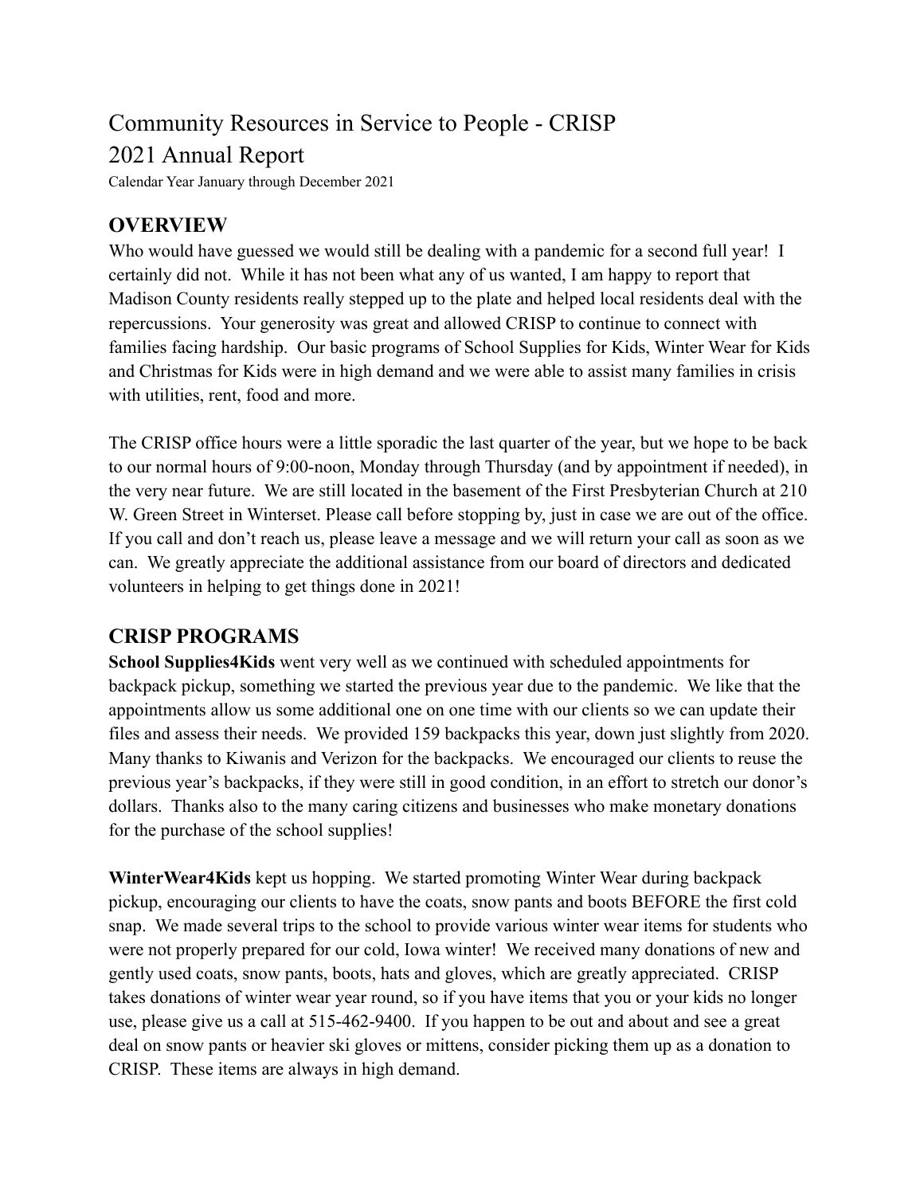# Community Resources in Service to People - CRISP
# 2021 Annual Report

Calendar Year January through December 2021

## OVERVIEW

Who would have guessed we would still be dealing with a pandemic for a second full year! I certainly did not. While it has not been what any of us wanted, I am happy to report that Madison County residents really stepped up to the plate and helped local residents deal with the repercussions. Your generosity was great and allowed CRISP to continue to connect with families facing hardship. Our basic programs of School Supplies for Kids, Winter Wear for Kids and Christmas for Kids were in high demand and we were able to assist many families in crisis with utilities, rent, food and more.

The CRISP office hours were a little sporadic the last quarter of the year, but we hope to be back to our normal hours of 9:00-noon, Monday through Thursday (and by appointment if needed), in the very near future. We are still located in the basement of the First Presbyterian Church at 210 W. Green Street in Winterset. Please call before stopping by, just in case we are out of the office. If you call and don't reach us, please leave a message and we will return your call as soon as we can. We greatly appreciate the additional assistance from our board of directors and dedicated volunteers in helping to get things done in 2021!

## CRISP PROGRAMS

**School Supplies4Kids** went very well as we continued with scheduled appointments for backpack pickup, something we started the previous year due to the pandemic. We like that the appointments allow us some additional one on one time with our clients so we can update their files and assess their needs. We provided 159 backpacks this year, down just slightly from 2020. Many thanks to Kiwanis and Verizon for the backpacks. We encouraged our clients to reuse the previous year's backpacks, if they were still in good condition, in an effort to stretch our donor's dollars. Thanks also to the many caring citizens and businesses who make monetary donations for the purchase of the school supplies!

**WinterWear4Kids** kept us hopping. We started promoting Winter Wear during backpack pickup, encouraging our clients to have the coats, snow pants and boots BEFORE the first cold snap. We made several trips to the school to provide various winter wear items for students who were not properly prepared for our cold, Iowa winter! We received many donations of new and gently used coats, snow pants, boots, hats and gloves, which are greatly appreciated. CRISP takes donations of winter wear year round, so if you have items that you or your kids no longer use, please give us a call at 515-462-9400. If you happen to be out and about and see a great deal on snow pants or heavier ski gloves or mittens, consider picking them up as a donation to CRISP. These items are always in high demand.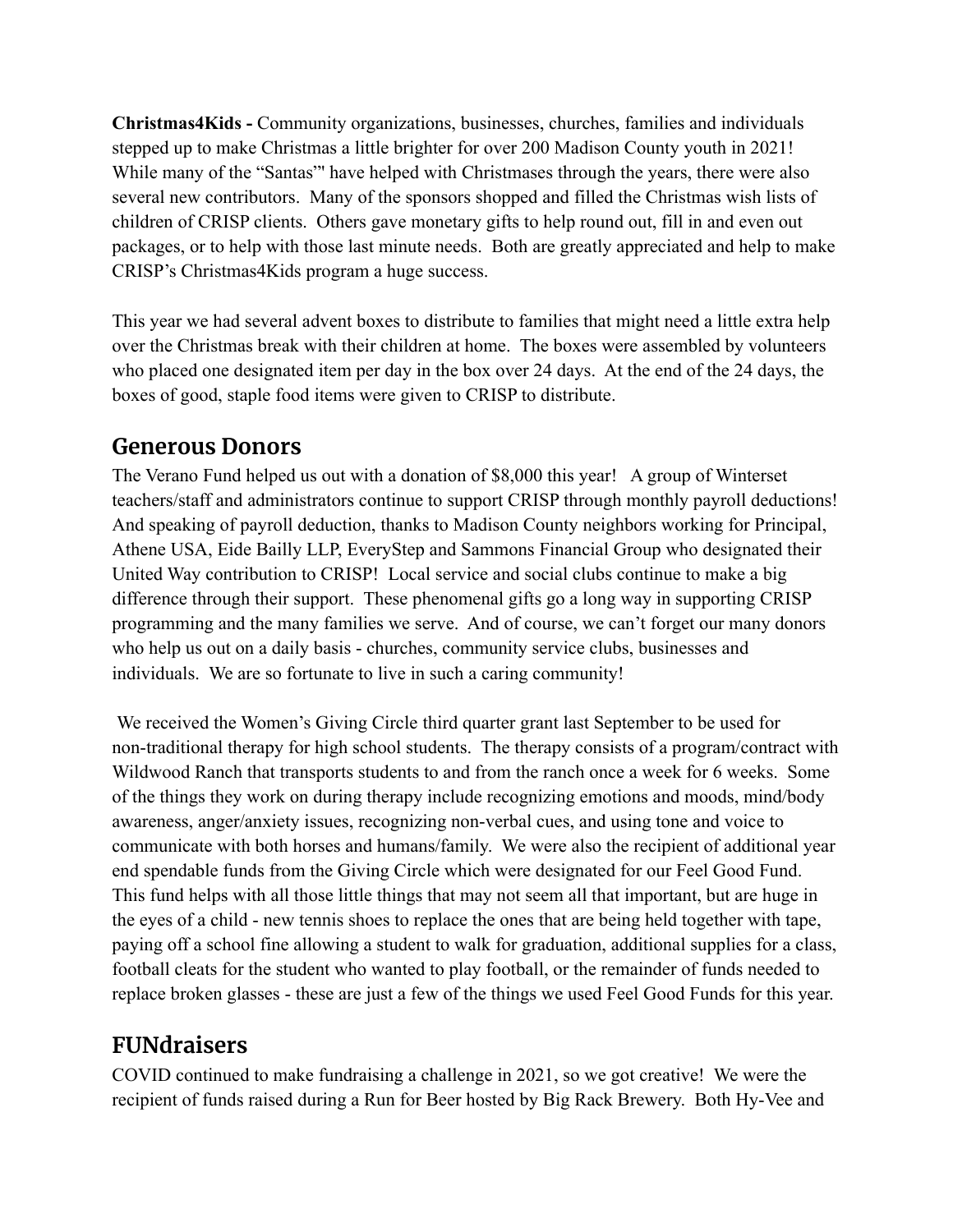**Christmas4Kids -** Community organizations, businesses, churches, families and individuals stepped up to make Christmas a little brighter for over 200 Madison County youth in 2021! While many of the "Santas"' have helped with Christmases through the years, there were also several new contributors. Many of the sponsors shopped and filled the Christmas wish lists of children of CRISP clients. Others gave monetary gifts to help round out, fill in and even out packages, or to help with those last minute needs. Both are greatly appreciated and help to make CRISP's Christmas4Kids program a huge success.

This year we had several advent boxes to distribute to families that might need a little extra help over the Christmas break with their children at home. The boxes were assembled by volunteers who placed one designated item per day in the box over 24 days. At the end of the 24 days, the boxes of good, staple food items were given to CRISP to distribute.

## Generous Donors

The Verano Fund helped us out with a donation of $8,000 this year! A group of Winterset teachers/staff and administrators continue to support CRISP through monthly payroll deductions! And speaking of payroll deduction, thanks to Madison County neighbors working for Principal, Athene USA, Eide Bailly LLP, EveryStep and Sammons Financial Group who designated their United Way contribution to CRISP! Local service and social clubs continue to make a big difference through their support. These phenomenal gifts go a long way in supporting CRISP programming and the many families we serve. And of course, we can't forget our many donors who help us out on a daily basis - churches, community service clubs, businesses and individuals. We are so fortunate to live in such a caring community!

We received the Women's Giving Circle third quarter grant last September to be used for non-traditional therapy for high school students. The therapy consists of a program/contract with Wildwood Ranch that transports students to and from the ranch once a week for 6 weeks. Some of the things they work on during therapy include recognizing emotions and moods, mind/body awareness, anger/anxiety issues, recognizing non-verbal cues, and using tone and voice to communicate with both horses and humans/family. We were also the recipient of additional year end spendable funds from the Giving Circle which were designated for our Feel Good Fund. This fund helps with all those little things that may not seem all that important, but are huge in the eyes of a child - new tennis shoes to replace the ones that are being held together with tape, paying off a school fine allowing a student to walk for graduation, additional supplies for a class, football cleats for the student who wanted to play football, or the remainder of funds needed to replace broken glasses - these are just a few of the things we used Feel Good Funds for this year.

## FUNdraisers

COVID continued to make fundraising a challenge in 2021, so we got creative! We were the recipient of funds raised during a Run for Beer hosted by Big Rack Brewery. Both Hy-Vee and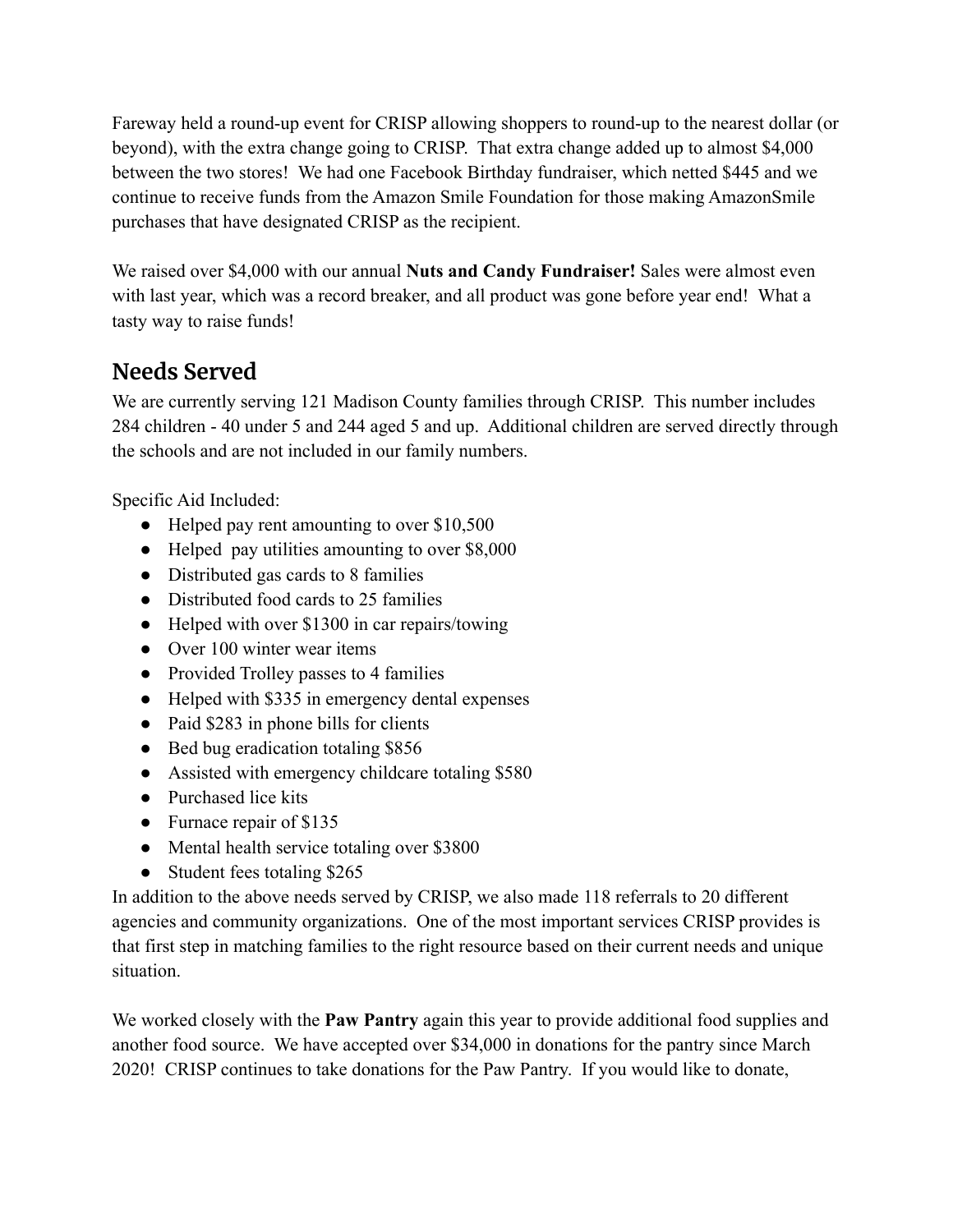Fareway held a round-up event for CRISP allowing shoppers to round-up to the nearest dollar (or beyond), with the extra change going to CRISP. That extra change added up to almost $4,000 between the two stores! We had one Facebook Birthday fundraiser, which netted $445 and we continue to receive funds from the Amazon Smile Foundation for those making AmazonSmile purchases that have designated CRISP as the recipient.

We raised over $4,000 with our annual **Nuts and Candy Fundraiser!** Sales were almost even with last year, which was a record breaker, and all product was gone before year end! What a tasty way to raise funds!

## Needs Served

We are currently serving 121 Madison County families through CRISP. This number includes 284 children - 40 under 5 and 244 aged 5 and up. Additional children are served directly through the schools and are not included in our family numbers.

Specific Aid Included:

- Helped pay rent amounting to over $10,500
- Helped pay utilities amounting to over $8,000
- Distributed gas cards to 8 families
- Distributed food cards to 25 families
- Helped with over $1300 in car repairs/towing
- Over 100 winter wear items
- Provided Trolley passes to 4 families
- Helped with $335 in emergency dental expenses
- Paid $283 in phone bills for clients
- Bed bug eradication totaling $856
- Assisted with emergency childcare totaling $580
- Purchased lice kits
- Furnace repair of $135
- Mental health service totaling over $3800
- Student fees totaling $265

In addition to the above needs served by CRISP, we also made 118 referrals to 20 different agencies and community organizations. One of the most important services CRISP provides is that first step in matching families to the right resource based on their current needs and unique situation.

We worked closely with the **Paw Pantry** again this year to provide additional food supplies and another food source. We have accepted over $34,000 in donations for the pantry since March 2020! CRISP continues to take donations for the Paw Pantry. If you would like to donate,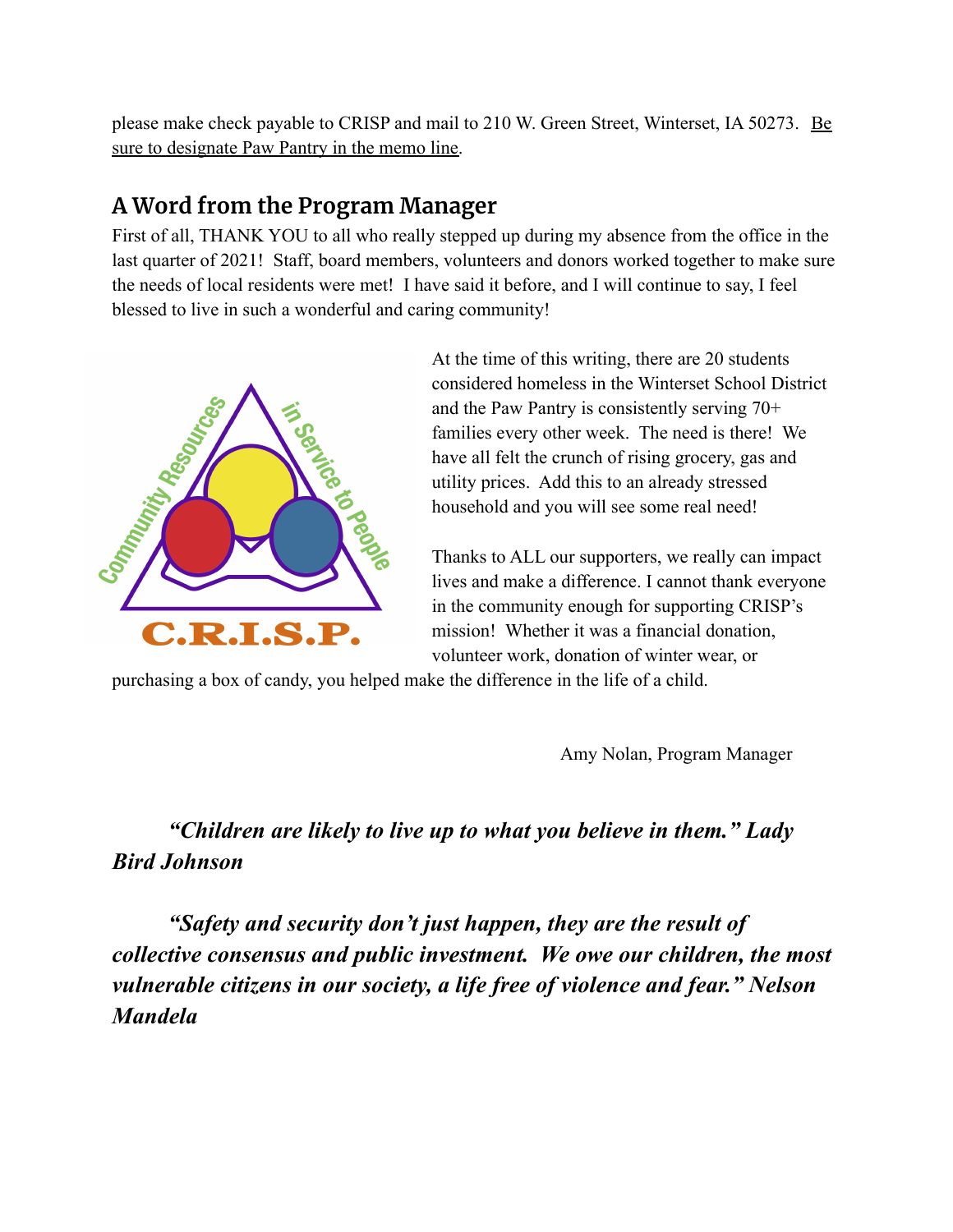please make check payable to CRISP and mail to 210 W. Green Street, Winterset, IA 50273. Be sure to designate Paw Pantry in the memo line.

## A Word from the Program Manager

First of all, THANK YOU to all who really stepped up during my absence from the office in the last quarter of 2021! Staff, board members, volunteers and donors worked together to make sure the needs of local residents were met! I have said it before, and I will continue to say, I feel blessed to live in such a wonderful and caring community!

At the time of this writing, there are 20 students considered homeless in the Winterset School District and the Paw Pantry is consistently serving 70+ families every other week. The need is there! We have all felt the crunch of rising grocery, gas and utility prices. Add this to an already stressed household and you will see some real need!

Thanks to ALL our supporters, we really can impact lives and make a difference. I cannot thank everyone in the community enough for supporting CRISP's mission! Whether it was a financial donation, volunteer work, donation of winter wear, or purchasing a box of candy, you helped make the difference in the life of a child.

Amy Nolan, Program Manager

***"Children are likely to live up to what you believe in them." Lady Bird Johnson***

***"Safety and security don't just happen, they are the result of collective consensus and public investment. We owe our children, the most vulnerable citizens in our society, a life free of violence and fear." Nelson Mandela***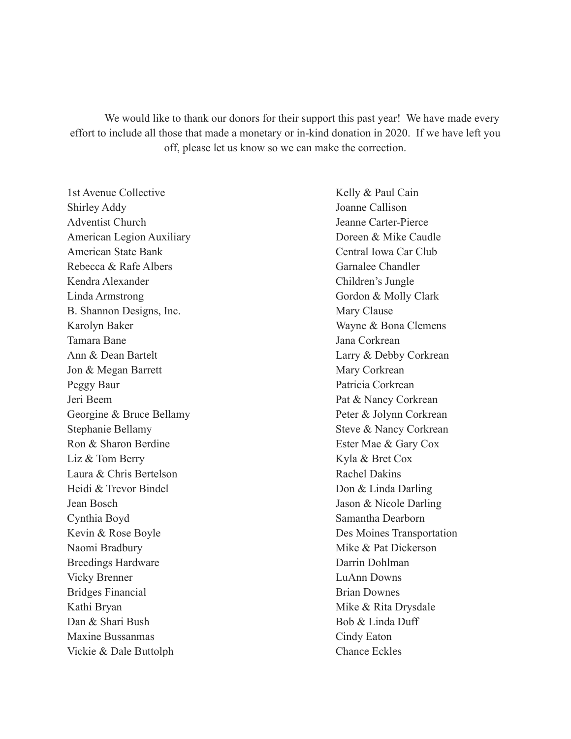We would like to thank our donors for their support this past year! We have made every effort to include all those that made a monetary or in-kind donation in 2020. If we have left you off, please let us know so we can make the correction.

1st Avenue Collective
Shirley Addy
Adventist Church
American Legion Auxiliary
American State Bank
Rebecca & Rafe Albers
Kendra Alexander
Linda Armstrong
B. Shannon Designs, Inc.
Karolyn Baker
Tamara Bane
Ann & Dean Bartelt
Jon & Megan Barrett
Peggy Baur
Jeri Beem
Georgine & Bruce Bellamy
Stephanie Bellamy
Ron & Sharon Berdine
Liz & Tom Berry
Laura & Chris Bertelson
Heidi & Trevor Bindel
Jean Bosch
Cynthia Boyd
Kevin & Rose Boyle
Naomi Bradbury
Breedings Hardware
Vicky Brenner
Bridges Financial
Kathi Bryan
Dan & Shari Bush
Maxine Bussanmas
Vickie & Dale Buttolph
Kelly & Paul Cain
Joanne Callison
Jeanne Carter-Pierce
Doreen & Mike Caudle
Central Iowa Car Club
Garnalee Chandler
Children's Jungle
Gordon & Molly Clark
Mary Clause
Wayne & Bona Clemens
Jana Corkrean
Larry & Debby Corkrean
Mary Corkrean
Patricia Corkrean
Pat & Nancy Corkrean
Peter & Jolynn Corkrean
Steve & Nancy Corkrean
Ester Mae & Gary Cox
Kyla & Bret Cox
Rachel Dakins
Don & Linda Darling
Jason & Nicole Darling
Samantha Dearborn
Des Moines Transportation
Mike & Pat Dickerson
Darrin Dohlman
LuAnn Downs
Brian Downes
Mike & Rita Drysdale
Bob & Linda Duff
Cindy Eaton
Chance Eckles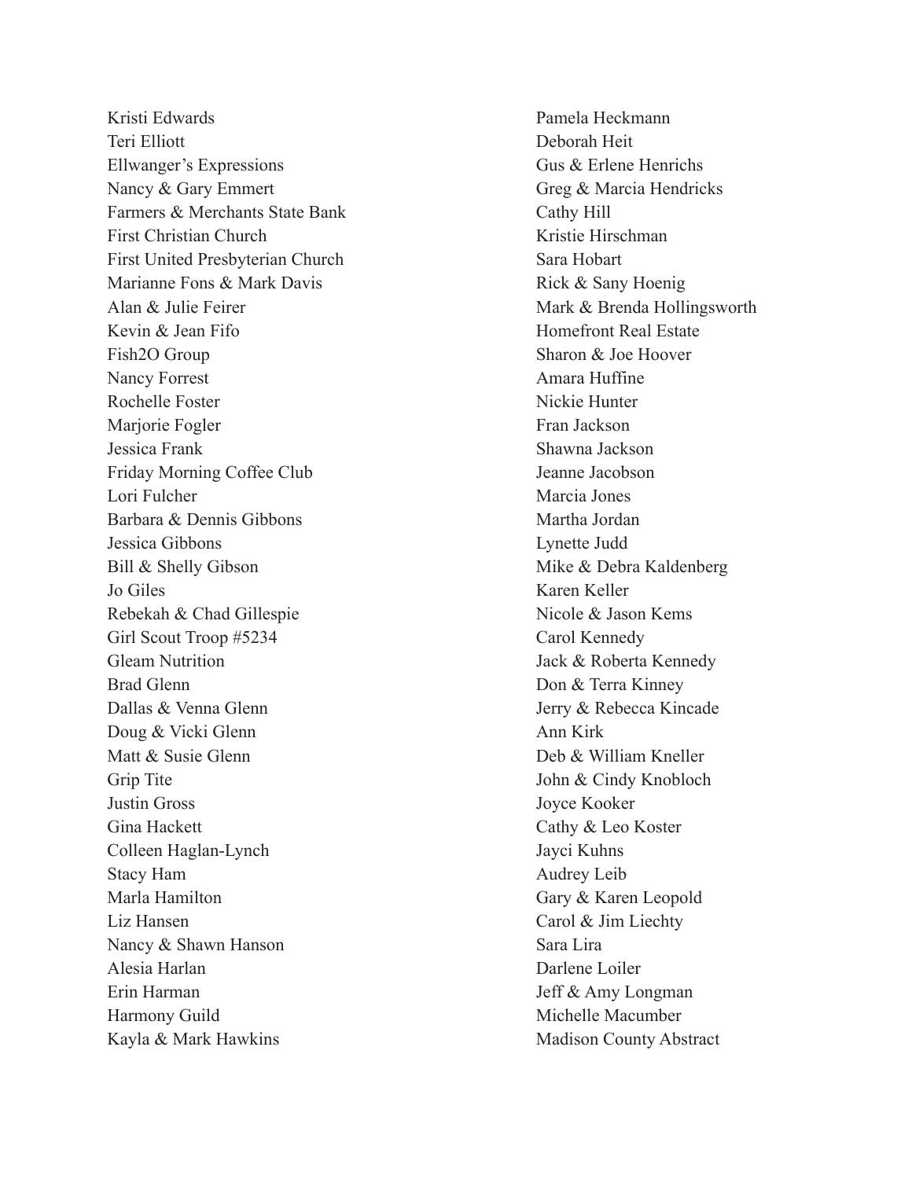Kristi Edwards
Teri Elliott
Ellwanger's Expressions
Nancy & Gary Emmert
Farmers & Merchants State Bank
First Christian Church
First United Presbyterian Church
Marianne Fons & Mark Davis
Alan & Julie Feirer
Kevin & Jean Fifo
Fish2O Group
Nancy Forrest
Rochelle Foster
Marjorie Fogler
Jessica Frank
Friday Morning Coffee Club
Lori Fulcher
Barbara & Dennis Gibbons
Jessica Gibbons
Bill & Shelly Gibson
Jo Giles
Rebekah & Chad Gillespie
Girl Scout Troop #5234
Gleam Nutrition
Brad Glenn
Dallas & Venna Glenn
Doug & Vicki Glenn
Matt & Susie Glenn
Grip Tite
Justin Gross
Gina Hackett
Colleen Haglan-Lynch
Stacy Ham
Marla Hamilton
Liz Hansen
Nancy & Shawn Hanson
Alesia Harlan
Erin Harman
Harmony Guild
Kayla & Mark Hawkins
Pamela Heckmann
Deborah Heit
Gus & Erlene Henrichs
Greg & Marcia Hendricks
Cathy Hill
Kristie Hirschman
Sara Hobart
Rick & Sany Hoenig
Mark & Brenda Hollingsworth
Homefront Real Estate
Sharon & Joe Hoover
Amara Huffine
Nickie Hunter
Fran Jackson
Shawna Jackson
Jeanne Jacobson
Marcia Jones
Martha Jordan
Lynette Judd
Mike & Debra Kaldenberg
Karen Keller
Nicole & Jason Kems
Carol Kennedy
Jack & Roberta Kennedy
Don & Terra Kinney
Jerry & Rebecca Kincade
Ann Kirk
Deb & William Kneller
John & Cindy Knobloch
Joyce Kooker
Cathy & Leo Koster
Jayci Kuhns
Audrey Leib
Gary & Karen Leopold
Carol & Jim Liechty
Sara Lira
Darlene Loiler
Jeff & Amy Longman
Michelle Macumber
Madison County Abstract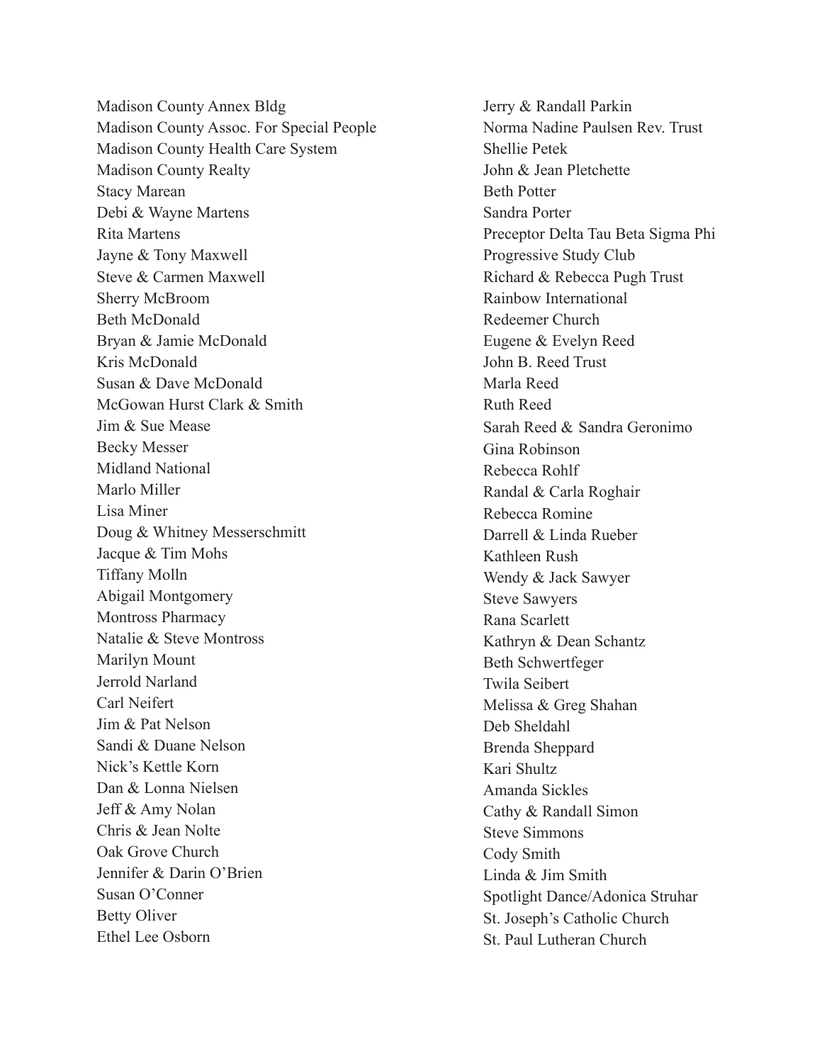Madison County Annex Bldg
Madison County Assoc. For Special People
Madison County Health Care System
Madison County Realty
Stacy Marean
Debi & Wayne Martens
Rita Martens
Jayne & Tony Maxwell
Steve & Carmen Maxwell
Sherry McBroom
Beth McDonald
Bryan & Jamie McDonald
Kris McDonald
Susan & Dave McDonald
McGowan Hurst Clark & Smith
Jim & Sue Mease
Becky Messer
Midland National
Marlo Miller
Lisa Miner
Doug & Whitney Messerschmitt
Jacque & Tim Mohs
Tiffany Molln
Abigail Montgomery
Montross Pharmacy
Natalie & Steve Montross
Marilyn Mount
Jerrold Narland
Carl Neifert
Jim & Pat Nelson
Sandi & Duane Nelson
Nick's Kettle Korn
Dan & Lonna Nielsen
Jeff & Amy Nolan
Chris & Jean Nolte
Oak Grove Church
Jennifer & Darin O'Brien
Susan O'Conner
Betty Oliver
Ethel Lee Osborn
Jerry & Randall Parkin
Norma Nadine Paulsen Rev. Trust
Shellie Petek
John & Jean Pletchette
Beth Potter
Sandra Porter
Preceptor Delta Tau Beta Sigma Phi
Progressive Study Club
Richard & Rebecca Pugh Trust
Rainbow International
Redeemer Church
Eugene & Evelyn Reed
John B. Reed Trust
Marla Reed
Ruth Reed
Sarah Reed & Sandra Geronimo
Gina Robinson
Rebecca Rohlf
Randal & Carla Roghair
Rebecca Romine
Darrell & Linda Rueber
Kathleen Rush
Wendy & Jack Sawyer
Steve Sawyers
Rana Scarlett
Kathryn & Dean Schantz
Beth Schwertfeger
Twila Seibert
Melissa & Greg Shahan
Deb Sheldahl
Brenda Sheppard
Kari Shultz
Amanda Sickles
Cathy & Randall Simon
Steve Simmons
Cody Smith
Linda & Jim Smith
Spotlight Dance/Adonica Struhar
St. Joseph's Catholic Church
St. Paul Lutheran Church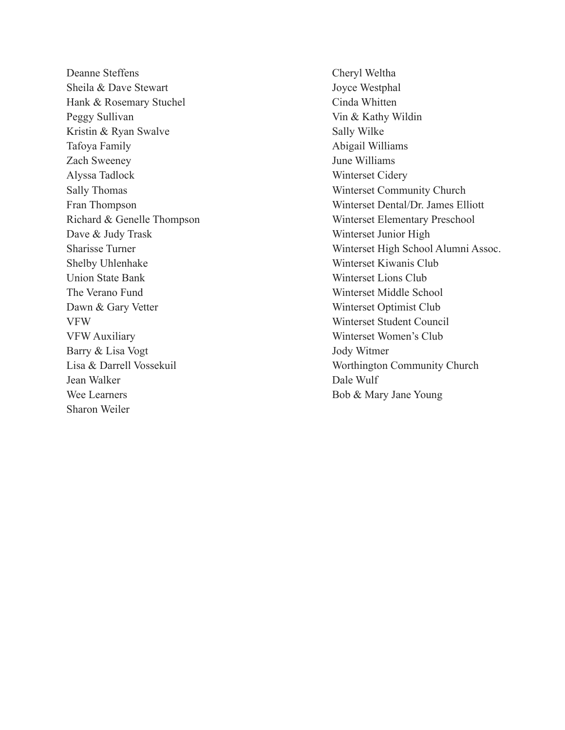Deanne Steffens
Sheila & Dave Stewart
Hank & Rosemary Stuchel
Peggy Sullivan
Kristin & Ryan Swalve
Tafoya Family
Zach Sweeney
Alyssa Tadlock
Sally Thomas
Fran Thompson
Richard & Genelle Thompson
Dave & Judy Trask
Sharisse Turner
Shelby Uhlenhake
Union State Bank
The Verano Fund
Dawn & Gary Vetter
VFW
VFW Auxiliary
Barry & Lisa Vogt
Lisa & Darrell Vossekuil
Jean Walker
Wee Learners
Sharon Weiler
Cheryl Weltha
Joyce Westphal
Cinda Whitten
Vin & Kathy Wildin
Sally Wilke
Abigail Williams
June Williams
Winterset Cidery
Winterset Community Church
Winterset Dental/Dr. James Elliott
Winterset Elementary Preschool
Winterset Junior High
Winterset High School Alumni Assoc.
Winterset Kiwanis Club
Winterset Lions Club
Winterset Middle School
Winterset Optimist Club
Winterset Student Council
Winterset Women's Club
Jody Witmer
Worthington Community Church
Dale Wulf
Bob & Mary Jane Young